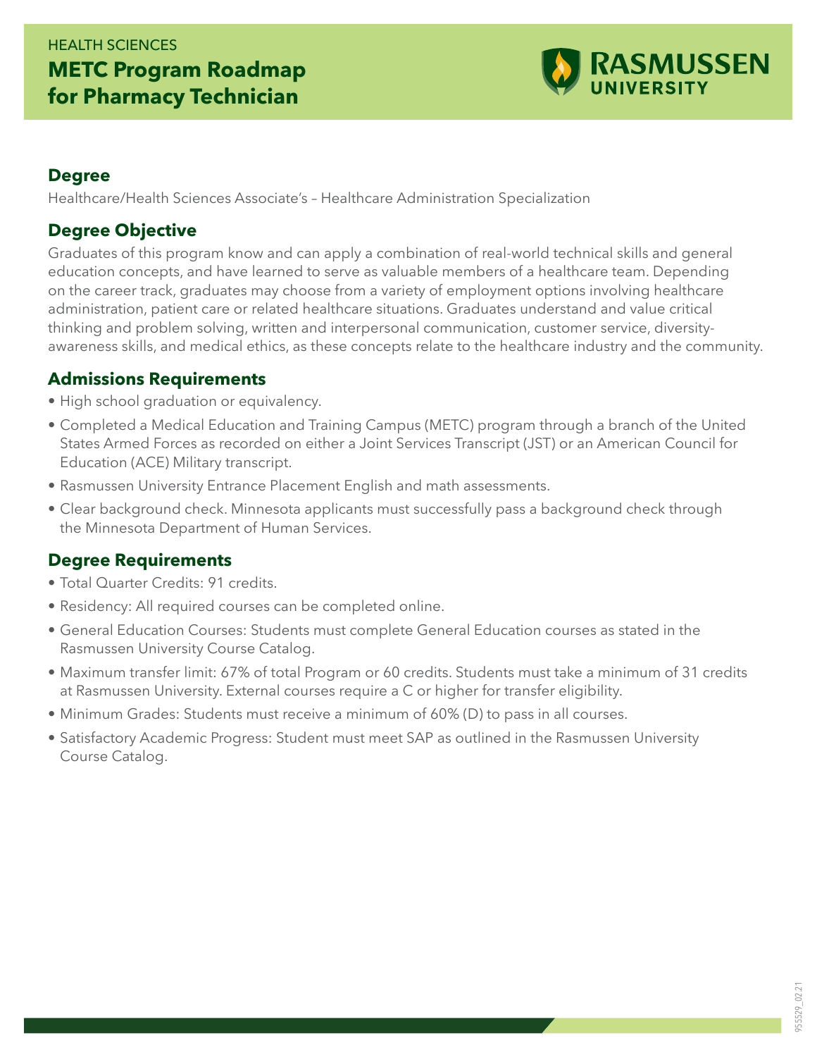HEALTH SCIENCES

# METC Program Roadmap for Pharmacy Technician

RASMUSSEN UNIVERSITY

## Degree

Healthcare/Health Sciences Associate's – Healthcare Administration Specialization

## Degree Objective

Graduates of this program know and can apply a combination of real-world technical skills and general education concepts, and have learned to serve as valuable members of a healthcare team. Depending on the career track, graduates may choose from a variety of employment options involving healthcare administration, patient care or related healthcare situations. Graduates understand and value critical thinking and problem solving, written and interpersonal communication, customer service, diversity-awareness skills, and medical ethics, as these concepts relate to the healthcare industry and the community.

## Admissions Requirements

- High school graduation or equivalency.
- Completed a Medical Education and Training Campus (METC) program through a branch of the United States Armed Forces as recorded on either a Joint Services Transcript (JST) or an American Council for Education (ACE) Military transcript.
- Rasmussen University Entrance Placement English and math assessments.
- Clear background check. Minnesota applicants must successfully pass a background check through the Minnesota Department of Human Services.

## Degree Requirements

- Total Quarter Credits: 91 credits.
- Residency: All required courses can be completed online.
- General Education Courses: Students must complete General Education courses as stated in the Rasmussen University Course Catalog.
- Maximum transfer limit: 67% of total Program or 60 credits. Students must take a minimum of 31 credits at Rasmussen University. External courses require a C or higher for transfer eligibility.
- Minimum Grades: Students must receive a minimum of 60% (D) to pass in all courses.
- Satisfactory Academic Progress: Student must meet SAP as outlined in the Rasmussen University Course Catalog.

955529_02.21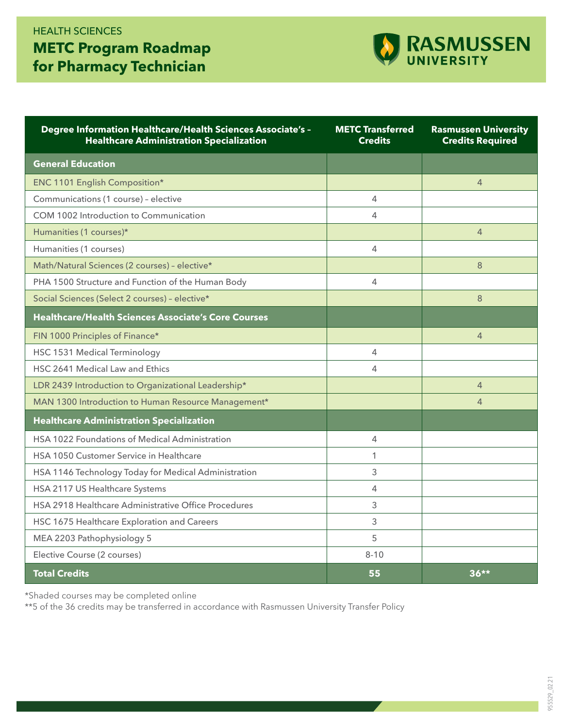HEALTH SCIENCES

# METC Program Roadmap for Pharmacy Technician

| Degree Information Healthcare/Health Sciences Associate's – Healthcare Administration Specialization | METC Transferred Credits | Rasmussen University Credits Required |
|---|---|---|
| **General Education** | | |
| ENC 1101 English Composition* | | 4 |
| Communications (1 course) – elective | 4 | |
| COM 1002 Introduction to Communication | 4 | |
| Humanities (1 courses)* | | 4 |
| Humanities (1 courses) | 4 | |
| Math/Natural Sciences (2 courses) – elective* | | 8 |
| PHA 1500 Structure and Function of the Human Body | 4 | |
| Social Sciences (Select 2 courses) – elective* | | 8 |
| **Healthcare/Health Sciences Associate's Core Courses** | | |
| FIN 1000 Principles of Finance* | | 4 |
| HSC 1531 Medical Terminology | 4 | |
| HSC 2641 Medical Law and Ethics | 4 | |
| LDR 2439 Introduction to Organizational Leadership* | | 4 |
| MAN 1300 Introduction to Human Resource Management* | | 4 |
| **Healthcare Administration Specialization** | | |
| HSA 1022 Foundations of Medical Administration | 4 | |
| HSA 1050 Customer Service in Healthcare | 1 | |
| HSA 1146 Technology Today for Medical Administration | 3 | |
| HSA 2117 US Healthcare Systems | 4 | |
| HSA 2918 Healthcare Administrative Office Procedures | 3 | |
| HSC 1675 Healthcare Exploration and Careers | 3 | |
| MEA 2203 Pathophysiology 5 | 5 | |
| Elective Course (2 courses) | 8-10 | |
| **Total Credits** | **55** | **36**** |

*Shaded courses may be completed online

**5 of the 36 credits may be transferred in accordance with Rasmussen University Transfer Policy